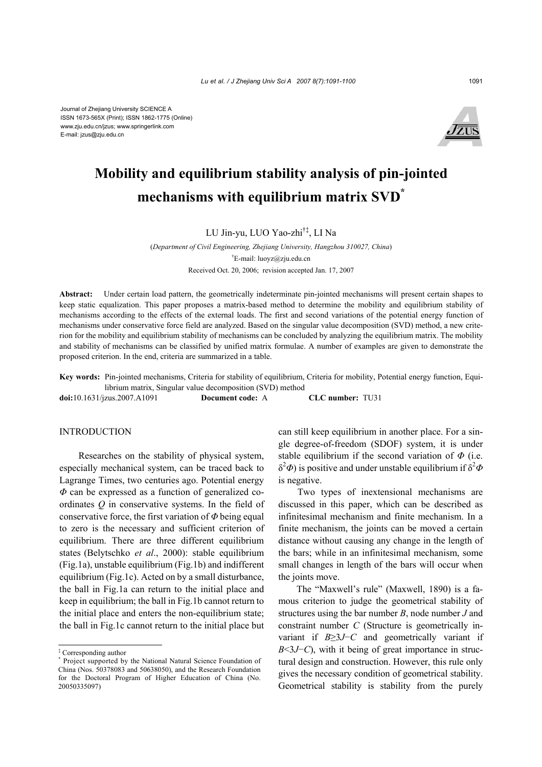Journal of Zhejiang University SCIENCE A
ISSN 1673-565X (Print); ISSN 1862-1775 (Online)
www.zju.edu.cn/jzus; www.springerlink.com
E-mail: jzus@zju.edu.cn

# Mobility and equilibrium stability analysis of pin-jointed mechanisms with equilibrium matrix SVD*

LU Jin-yu, LUO Yao-zhi†‡, LI Na

(*Department of Civil Engineering, Zhejiang University, Hangzhou 310027, China*)

†E-mail: luoyz@zju.edu.cn

Received Oct. 20, 2006; revision accepted Jan. 17, 2007

**Abstract:** Under certain load pattern, the geometrically indeterminate pin-jointed mechanisms will present certain shapes to keep static equalization. This paper proposes a matrix-based method to determine the mobility and equilibrium stability of mechanisms according to the effects of the external loads. The first and second variations of the potential energy function of mechanisms under conservative force field are analyzed. Based on the singular value decomposition (SVD) method, a new criterion for the mobility and equilibrium stability of mechanisms can be concluded by analyzing the equilibrium matrix. The mobility and stability of mechanisms can be classified by unified matrix formulae. A number of examples are given to demonstrate the proposed criterion. In the end, criteria are summarized in a table.

**Key words:** Pin-jointed mechanisms, Criteria for stability of equilibrium, Criteria for mobility, Potential energy function, Equilibrium matrix, Singular value decomposition (SVD) method

**doi:**10.1631/jzus.2007.A1091 **Document code:** A **CLC number:** TU31

## INTRODUCTION

Researches on the stability of physical system, especially mechanical system, can be traced back to Lagrange Times, two centuries ago. Potential energy $\Phi$ can be expressed as a function of generalized coordinates $Q$ in conservative systems. In the field of conservative force, the first variation of $\Phi$ being equal to zero is the necessary and sufficient criterion of equilibrium. There are three different equilibrium states (Belytschko *et al*., 2000): stable equilibrium (Fig.1a), unstable equilibrium (Fig.1b) and indifferent equilibrium (Fig.1c). Acted on by a small disturbance, the ball in Fig.1a can return to the initial place and keep in equilibrium; the ball in Fig.1b cannot return to the initial place and enters the non-equilibrium state; the ball in Fig.1c cannot return to the initial place but can still keep equilibrium in another place. For a single degree-of-freedom (SDOF) system, it is under stable equilibrium if the second variation of $\Phi$ (i.e. $\delta^2\Phi$) is positive and under unstable equilibrium if $\delta^2\Phi$ is negative.

Two types of inextensional mechanisms are discussed in this paper, which can be described as infinitesimal mechanism and finite mechanism. In a finite mechanism, the joints can be moved a certain distance without causing any change in the length of the bars; while in an infinitesimal mechanism, some small changes in length of the bars will occur when the joints move.

The "Maxwell's rule" (Maxwell, 1890) is a famous criterion to judge the geometrical stability of structures using the bar number $B$, node number $J$ and constraint number $C$ (Structure is geometrically invariant if $B\geq 3J-C$ and geometrically variant if $B<3J-C$), with it being of great importance in structural design and construction. However, this rule only gives the necessary condition of geometrical stability. Geometrical stability is stability from the purely

‡ Corresponding author

\* Project supported by the National Natural Science Foundation of China (Nos. 50378083 and 50638050), and the Research Foundation for the Doctoral Program of Higher Education of China (No. 20050335097)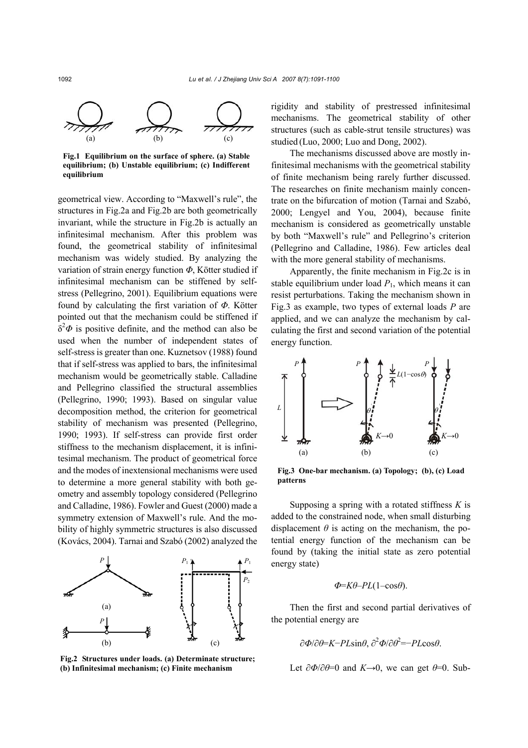Fig.1 Equilibrium on the surface of sphere. (a) Stable equilibrium; (b) Unstable equilibrium; (c) Indifferent equilibrium

geometrical view. According to "Maxwell's rule", the structures in Fig.2a and Fig.2b are both geometrically invariant, while the structure in Fig.2b is actually an infinitesimal mechanism. After this problem was found, the geometrical stability of infinitesimal mechanism was widely studied. By analyzing the variation of strain energy function $\Phi$, Kötter studied if infinitesimal mechanism can be stiffened by self-stress (Pellegrino, 2001). Equilibrium equations were found by calculating the first variation of $\Phi$. Kötter pointed out that the mechanism could be stiffened if $\delta^2\Phi$ is positive definite, and the method can also be used when the number of independent states of self-stress is greater than one. Kuznetsov (1988) found that if self-stress was applied to bars, the infinitesimal mechanism would be geometrically stable. Calladine and Pellegrino classified the structural assemblies (Pellegrino, 1990; 1993). Based on singular value decomposition method, the criterion for geometrical stability of mechanism was presented (Pellegrino, 1990; 1993). If self-stress can provide first order stiffness to the mechanism displacement, it is infinitesimal mechanism. The product of geometrical force and the modes of inextensional mechanisms were used to determine a more general stability with both geometry and assembly topology considered (Pellegrino and Calladine, 1986). Fowler and Guest (2000) made a symmetry extension of Maxwell's rule. And the mobility of highly symmetric structures is also discussed (Kovács, 2004). Tarnai and Szabó (2002) analyzed the

Fig.2 Structures under loads. (a) Determinate structure; (b) Infinitesimal mechanism; (c) Finite mechanism

rigidity and stability of prestressed infinitesimal mechanisms. The geometrical stability of other structures (such as cable-strut tensile structures) was studied (Luo, 2000; Luo and Dong, 2002).

The mechanisms discussed above are mostly infinitesimal mechanisms with the geometrical stability of finite mechanism being rarely further discussed. The researches on finite mechanism mainly concentrate on the bifurcation of motion (Tarnai and Szabó, 2000; Lengyel and You, 2004), because finite mechanism is considered as geometrically unstable by both "Maxwell's rule" and Pellegrino's criterion (Pellegrino and Calladine, 1986). Few articles deal with the more general stability of mechanisms.

Apparently, the finite mechanism in Fig.2c is in stable equilibrium under load $P_1$, which means it can resist perturbations. Taking the mechanism shown in Fig.3 as example, two types of external loads $P$ are applied, and we can analyze the mechanism by calculating the first and second variation of the potential energy function.

Fig.3 One-bar mechanism. (a) Topology; (b), (c) Load patterns

Supposing a spring with a rotated stiffness $K$ is added to the constrained node, when small disturbing displacement $\theta$ is acting on the mechanism, the potential energy function of the mechanism can be found by (taking the initial state as zero potential energy state)

$$\Phi=K\theta-PL(1-\cos\theta).$$

Then the first and second partial derivatives of the potential energy are

$$\partial\Phi/\partial\theta=K-PL\sin\theta,\ \partial^2\Phi/\partial\theta^2=-PL\cos\theta.$$

Let $\partial\Phi/\partial\theta=0$ and $K\to0$, we can get $\theta=0$. Sub-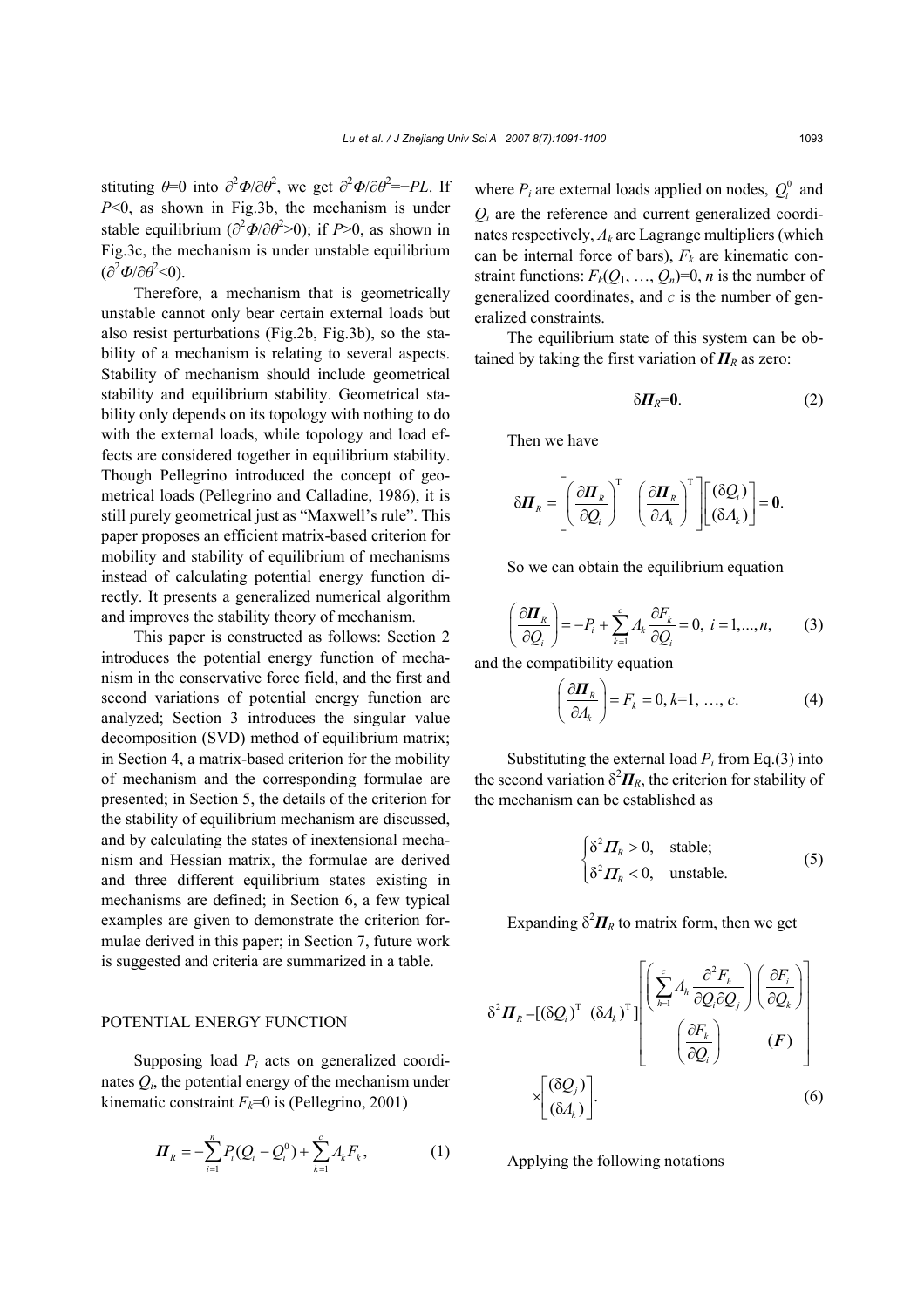stituting $\theta$=0 into $\partial^2\Phi/\partial\theta^2$, we get $\partial^2\Phi/\partial\theta^2=-PL$. If $P$<0, as shown in Fig.3b, the mechanism is under stable equilibrium ($\partial^2\Phi/\partial\theta^2$>0); if $P$>0, as shown in Fig.3c, the mechanism is under unstable equilibrium ($\partial^2\Phi/\partial\theta^2$<0).

Therefore, a mechanism that is geometrically unstable cannot only bear certain external loads but also resist perturbations (Fig.2b, Fig.3b), so the stability of a mechanism is relating to several aspects. Stability of mechanism should include geometrical stability and equilibrium stability. Geometrical stability only depends on its topology with nothing to do with the external loads, while topology and load effects are considered together in equilibrium stability. Though Pellegrino introduced the concept of geometrical loads (Pellegrino and Calladine, 1986), it is still purely geometrical just as "Maxwell's rule". This paper proposes an efficient matrix-based criterion for mobility and stability of equilibrium of mechanisms instead of calculating potential energy function directly. It presents a generalized numerical algorithm and improves the stability theory of mechanism.

This paper is constructed as follows: Section 2 introduces the potential energy function of mechanism in the conservative force field, and the first and second variations of potential energy function are analyzed; Section 3 introduces the singular value decomposition (SVD) method of equilibrium matrix; in Section 4, a matrix-based criterion for the mobility of mechanism and the corresponding formulae are presented; in Section 5, the details of the criterion for the stability of equilibrium mechanism are discussed, and by calculating the states of inextensional mechanism and Hessian matrix, the formulae are derived and three different equilibrium states existing in mechanisms are defined; in Section 6, a few typical examples are given to demonstrate the criterion formulae derived in this paper; in Section 7, future work is suggested and criteria are summarized in a table.

## POTENTIAL ENERGY FUNCTION

Supposing load $P_i$ acts on generalized coordinates $Q_i$, the potential energy of the mechanism under kinematic constraint $F_k$=0 is (Pellegrino, 2001)

$$\boldsymbol{\Pi}_R = -\sum_{i=1}^{n} P_i (Q_i - Q_i^0) + \sum_{k=1}^{c} \Lambda_k F_k, \tag{1}$$

where $P_i$ are external loads applied on nodes, $Q_i^0$ and $Q_i$ are the reference and current generalized coordinates respectively, $\Lambda_k$ are Lagrange multipliers (which can be internal force of bars), $F_k$ are kinematic constraint functions: $F_k(Q_1, \ldots, Q_n)$=0, $n$ is the number of generalized coordinates, and $c$ is the number of generalized constraints.

The equilibrium state of this system can be obtained by taking the first variation of $\boldsymbol{\Pi}_R$ as zero:

$$\delta\boldsymbol{\Pi}_R = \mathbf{0}. \tag{2}$$

Then we have

$$\delta\boldsymbol{\Pi}_R = \left[ \left( \frac{\partial \boldsymbol{\Pi}_R}{\partial Q_i} \right)^{\mathrm{T}} \quad \left( \frac{\partial \boldsymbol{\Pi}_R}{\partial \Lambda_k} \right)^{\mathrm{T}} \right] \begin{bmatrix} (\delta Q_i) \\ (\delta \Lambda_k) \end{bmatrix} = \mathbf{0}.$$

So we can obtain the equilibrium equation

$$\left( \frac{\partial \boldsymbol{\Pi}_R}{\partial Q_i} \right) = -P_i + \sum_{k=1}^{c} \Lambda_k \frac{\partial F_k}{\partial Q_i} = 0, \ i = 1, \ldots, n, \tag{3}$$

and the compatibility equation

$$\left( \frac{\partial \boldsymbol{\Pi}_R}{\partial \Lambda_k} \right) = F_k = 0, \ k=1, \ldots, c. \tag{4}$$

Substituting the external load $P_i$ from Eq.(3) into the second variation $\delta^2\boldsymbol{\Pi}_R$, the criterion for stability of the mechanism can be established as

$$\begin{cases} \delta^2 \boldsymbol{\Pi}_R > 0, & \text{stable;} \\ \delta^2 \boldsymbol{\Pi}_R < 0, & \text{unstable.} \end{cases} \tag{5}$$

Expanding $\delta^2\boldsymbol{\Pi}_R$ to matrix form, then we get

$$\delta^2 \boldsymbol{\Pi}_R = [(\delta Q_i)^{\mathrm{T}} \ \ (\delta \Lambda_k)^{\mathrm{T}}] \begin{bmatrix} \left( \sum_{h=1}^{c} \Lambda_h \frac{\partial^2 F_h}{\partial Q_i \partial Q_j} \right) & \left( \frac{\partial F_i}{\partial Q_k} \right) \\ \left( \frac{\partial F_k}{\partial Q_i} \right) & (\boldsymbol{F}) \end{bmatrix} \times \begin{bmatrix} (\delta Q_j) \\ (\delta \Lambda_k) \end{bmatrix}. \tag{6}$$

Applying the following notations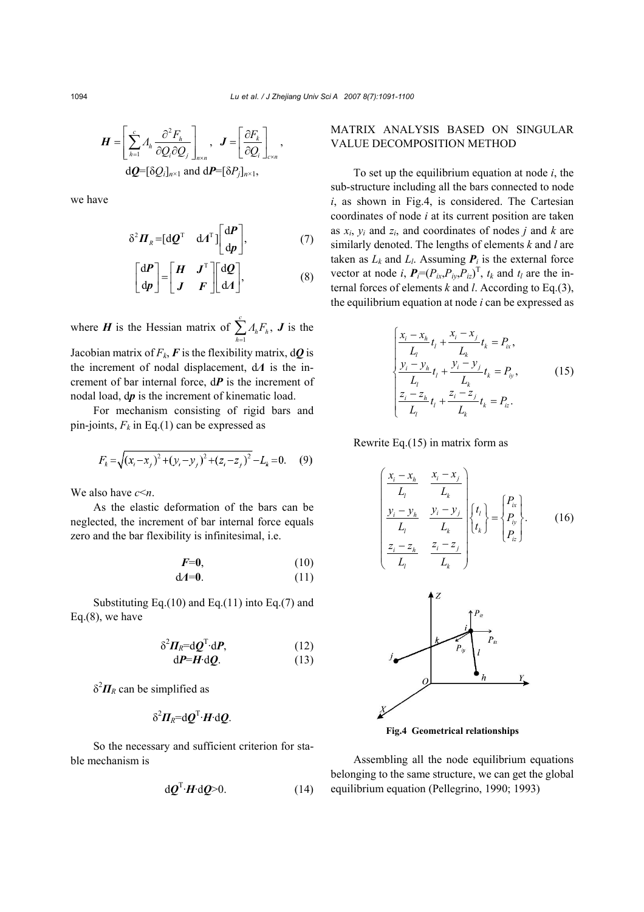$$\boldsymbol{H} = \left[ \sum_{h=1}^{c} \Lambda_h \frac{\partial^2 F_h}{\partial Q_i \partial Q_j} \right]_{n \times n}, \quad \boldsymbol{J} = \left[ \frac{\partial F_k}{\partial Q_i} \right]_{c \times n},$$

$\mathrm{d}\boldsymbol{Q}=[\delta Q_i]_{n\times 1}$ and $\mathrm{d}\boldsymbol{P}=[\delta P_j]_{n\times 1}$,

we have

$$\delta^2 \boldsymbol{\Pi}_R = [\mathrm{d}\boldsymbol{Q}^{\mathrm{T}} \quad \mathrm{d}\boldsymbol{\Lambda}^{\mathrm{T}}] \begin{bmatrix} \mathrm{d}\boldsymbol{P} \\ \mathrm{d}\boldsymbol{p} \end{bmatrix}, \tag{7}$$

$$\begin{bmatrix} \mathrm{d}\boldsymbol{P} \\ \mathrm{d}\boldsymbol{p} \end{bmatrix} = \begin{bmatrix} \boldsymbol{H} & \boldsymbol{J}^{\mathrm{T}} \\ \boldsymbol{J} & \boldsymbol{F} \end{bmatrix} \begin{bmatrix} \mathrm{d}\boldsymbol{Q} \\ \mathrm{d}\boldsymbol{\Lambda} \end{bmatrix}, \tag{8}$$

where $\boldsymbol{H}$ is the Hessian matrix of $\sum_{h=1}^{c} \Lambda_h F_h$, $\boldsymbol{J}$ is the Jacobian matrix of $F_k$, $\boldsymbol{F}$ is the flexibility matrix, $\mathrm{d}\boldsymbol{Q}$ is the increment of nodal displacement, $\mathrm{d}\boldsymbol{\Lambda}$ is the increment of bar internal force, $\mathrm{d}\boldsymbol{P}$ is the increment of nodal load, $\mathrm{d}\boldsymbol{p}$ is the increment of kinematic load.

For mechanism consisting of rigid bars and pin-joints, $F_k$ in Eq.(1) can be expressed as

$$F_k = \sqrt{(x_i - x_j)^2 + (y_i - y_j)^2 + (z_i - z_j)^2} - L_k = 0. \tag{9}$$

We also have $c<n$.

As the elastic deformation of the bars can be neglected, the increment of bar internal force equals zero and the bar flexibility is infinitesimal, i.e.

$$\boldsymbol{F}=\boldsymbol{0}, \tag{10}$$

$$\mathrm{d}\boldsymbol{\Lambda}=\boldsymbol{0}. \tag{11}$$

Substituting Eq.(10) and Eq.(11) into Eq.(7) and Eq.(8), we have

$$\delta^2 \boldsymbol{\Pi}_R = \mathrm{d}\boldsymbol{Q}^{\mathrm{T}} \cdot \mathrm{d}\boldsymbol{P}, \tag{12}$$

$$\mathrm{d}\boldsymbol{P} = \boldsymbol{H} \cdot \mathrm{d}\boldsymbol{Q}. \tag{13}$$

$\delta^2 \boldsymbol{\Pi}_R$ can be simplified as

$$\delta^2 \boldsymbol{\Pi}_R = \mathrm{d}\boldsymbol{Q}^{\mathrm{T}} \cdot \boldsymbol{H} \cdot \mathrm{d}\boldsymbol{Q}.$$

So the necessary and sufficient criterion for stable mechanism is

$$\mathrm{d}\boldsymbol{Q}^{\mathrm{T}} \cdot \boldsymbol{H} \cdot \mathrm{d}\boldsymbol{Q} > 0. \tag{14}$$

## MATRIX ANALYSIS BASED ON SINGULAR VALUE DECOMPOSITION METHOD

To set up the equilibrium equation at node $i$, the sub-structure including all the bars connected to node $i$, as shown in Fig.4, is considered. The Cartesian coordinates of node $i$ at its current position are taken as $x_i$, $y_i$ and $z_i$, and coordinates of nodes $j$ and $k$ are similarly denoted. The lengths of elements $k$ and $l$ are taken as $L_k$ and $L_l$. Assuming $\boldsymbol{P}_i$ is the external force vector at node $i$, $\boldsymbol{P}_i=(P_{ix},P_{iy},P_{iz})^{\mathrm{T}}$, $t_k$ and $t_l$ are the internal forces of elements $k$ and $l$. According to Eq.(3), the equilibrium equation at node $i$ can be expressed as

$$\begin{cases} \dfrac{x_i - x_h}{L_l} t_l + \dfrac{x_i - x_j}{L_k} t_k = P_{ix}, \\[2mm] \dfrac{y_i - y_h}{L_l} t_l + \dfrac{y_i - y_j}{L_k} t_k = P_{iy}, \\[2mm] \dfrac{z_i - z_h}{L_l} t_l + \dfrac{z_i - z_j}{L_k} t_k = P_{iz}. \end{cases} \tag{15}$$

Rewrite Eq.(15) in matrix form as

$$\begin{pmatrix} \dfrac{x_i - x_h}{L_l} & \dfrac{x_i - x_j}{L_k} \\[2mm] \dfrac{y_i - y_h}{L_l} & \dfrac{y_i - y_j}{L_k} \\[2mm] \dfrac{z_i - z_h}{L_l} & \dfrac{z_i - z_j}{L_k} \end{pmatrix} \begin{Bmatrix} t_l \\ t_k \end{Bmatrix} = \begin{Bmatrix} P_{ix} \\ P_{iy} \\ P_{iz} \end{Bmatrix}. \tag{16}$$

**Fig.4 Geometrical relationships**

Assembling all the node equilibrium equations belonging to the same structure, we can get the global equilibrium equation (Pellegrino, 1990; 1993)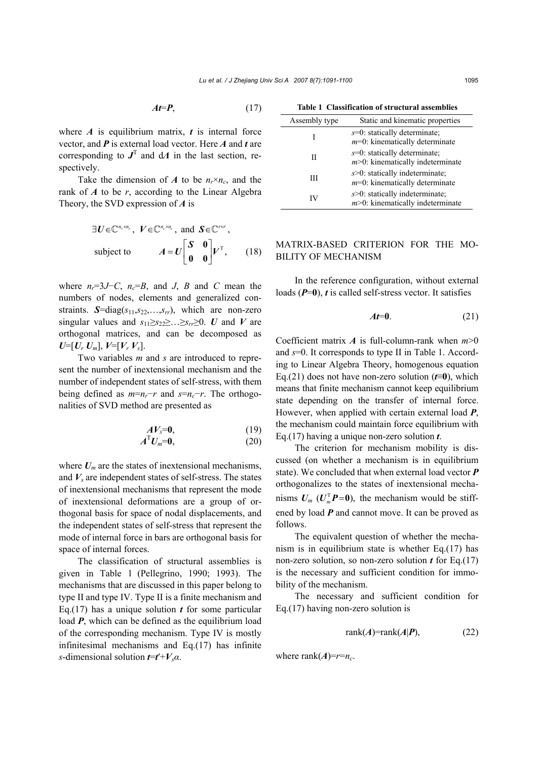$$\boldsymbol{At}=\boldsymbol{P}, \tag{17}$$

where $\boldsymbol{A}$ is equilibrium matrix, $\boldsymbol{t}$ is internal force vector, and $\boldsymbol{P}$ is external load vector. Here $\boldsymbol{A}$ and $\boldsymbol{t}$ are corresponding to $\boldsymbol{J}^{\mathrm{T}}$ and $\mathrm{d}\boldsymbol{\Lambda}$ in the last section, respectively.

Take the dimension of $\boldsymbol{A}$ to be $n_r \times n_c$, and the rank of $\boldsymbol{A}$ to be $r$, according to the Linear Algebra Theory, the SVD expression of $\boldsymbol{A}$ is

$$\exists \boldsymbol{U}\in\mathbb{C}^{n_r\times n_r},\ \boldsymbol{V}\in\mathbb{C}^{n_c\times n_c},\ \text{and}\ \boldsymbol{S}\in\mathbb{C}^{r\times r},$$

$$\text{subject to} \qquad \boldsymbol{A}=\boldsymbol{U}\begin{bmatrix}\boldsymbol{S} & \boldsymbol{0}\\ \boldsymbol{0} & \boldsymbol{0}\end{bmatrix}\boldsymbol{V}^{\mathrm{T}}, \tag{18}$$

where $n_r=3J-C$, $n_c=B$, and $J$, $B$ and $C$ mean the numbers of nodes, elements and generalized constraints. $\boldsymbol{S}=\mathrm{diag}(s_{11},s_{22},\ldots,s_{rr})$, which are non-zero singular values and $s_{11}\geq s_{22}\geq\ldots\geq s_{rr}\geq 0$. $\boldsymbol{U}$ and $\boldsymbol{V}$ are orthogonal matrices, and can be decomposed as $\boldsymbol{U}=[\boldsymbol{U}_r\ \boldsymbol{U}_m]$, $\boldsymbol{V}=[\boldsymbol{V}_r\ \boldsymbol{V}_s]$.

Two variables $m$ and $s$ are introduced to represent the number of inextensional mechanism and the number of independent states of self-stress, with them being defined as $m=n_r-r$ and $s=n_c-r$. The orthogonalities of SVD method are presented as

$$\boldsymbol{AV}_s=\boldsymbol{0}, \tag{19}$$

$$\boldsymbol{A}^{\mathrm{T}}\boldsymbol{U}_m=\boldsymbol{0}, \tag{20}$$

where $\boldsymbol{U}_m$ are the states of inextensional mechanisms, and $\boldsymbol{V}_s$ are independent states of self-stress. The states of inextensional mechanisms that represent the mode of inextensional deformations are a group of orthogonal basis for space of nodal displacements, and the independent states of self-stress that represent the mode of internal force in bars are orthogonal basis for space of internal forces.

The classification of structural assemblies is given in Table 1 (Pellegrino, 1990; 1993). The mechanisms that are discussed in this paper belong to type II and type IV. Type II is a finite mechanism and Eq.(17) has a unique solution $\boldsymbol{t}$ for some particular load $\boldsymbol{P}$, which can be defined as the equilibrium load of the corresponding mechanism. Type IV is mostly infinitesimal mechanisms and Eq.(17) has infinite $s$-dimensional solution $\boldsymbol{t}=\boldsymbol{t}'+\boldsymbol{V}_s\boldsymbol{\alpha}$.

**Table 1 Classification of structural assemblies**

| Assembly type | Static and kinematic properties |
|---|---|
| I | $s$=0: statically determinate; $m$=0: kinematically determinate |
| II | $s$=0: statically determinate; $m$>0: kinematically indeterminate |
| III | $s$>0: statically indeterminate; $m$=0: kinematically determinate |
| IV | $s$>0: statically indeterminate; $m$>0: kinematically indeterminate |

## MATRIX-BASED CRITERION FOR THE MOBILITY OF MECHANISM

In the reference configuration, without external loads ($\boldsymbol{P}=\boldsymbol{0}$), $\boldsymbol{t}$ is called self-stress vector. It satisfies

$$\boldsymbol{At}=\boldsymbol{0}. \tag{21}$$

Coefficient matrix $\boldsymbol{A}$ is full-column-rank when $m>0$ and $s=0$. It corresponds to type II in Table 1. According to Linear Algebra Theory, homogenous equation Eq.(21) does not have non-zero solution ($\boldsymbol{t}\equiv\boldsymbol{0}$), which means that finite mechanism cannot keep equilibrium state depending on the transfer of internal force. However, when applied with certain external load $\boldsymbol{P}$, the mechanism could maintain force equilibrium with Eq.(17) having a unique non-zero solution $\boldsymbol{t}$.

The criterion for mechanism mobility is discussed (on whether a mechanism is in equilibrium state). We concluded that when external load vector $\boldsymbol{P}$ orthogonalizes to the states of inextensional mechanisms $\boldsymbol{U}_m$ ($\boldsymbol{U}_m^{\mathrm{T}}\boldsymbol{P}=\boldsymbol{0}$), the mechanism would be stiffened by load $\boldsymbol{P}$ and cannot move. It can be proved as follows.

The equivalent question of whether the mechanism is in equilibrium state is whether Eq.(17) has non-zero solution, so non-zero solution $\boldsymbol{t}$ for Eq.(17) is the necessary and sufficient condition for immobility of the mechanism.

The necessary and sufficient condition for Eq.(17) having non-zero solution is

$$\mathrm{rank}(\boldsymbol{A})=\mathrm{rank}(\boldsymbol{A}|\boldsymbol{P}), \tag{22}$$

where $\mathrm{rank}(\boldsymbol{A})=r=n_c$.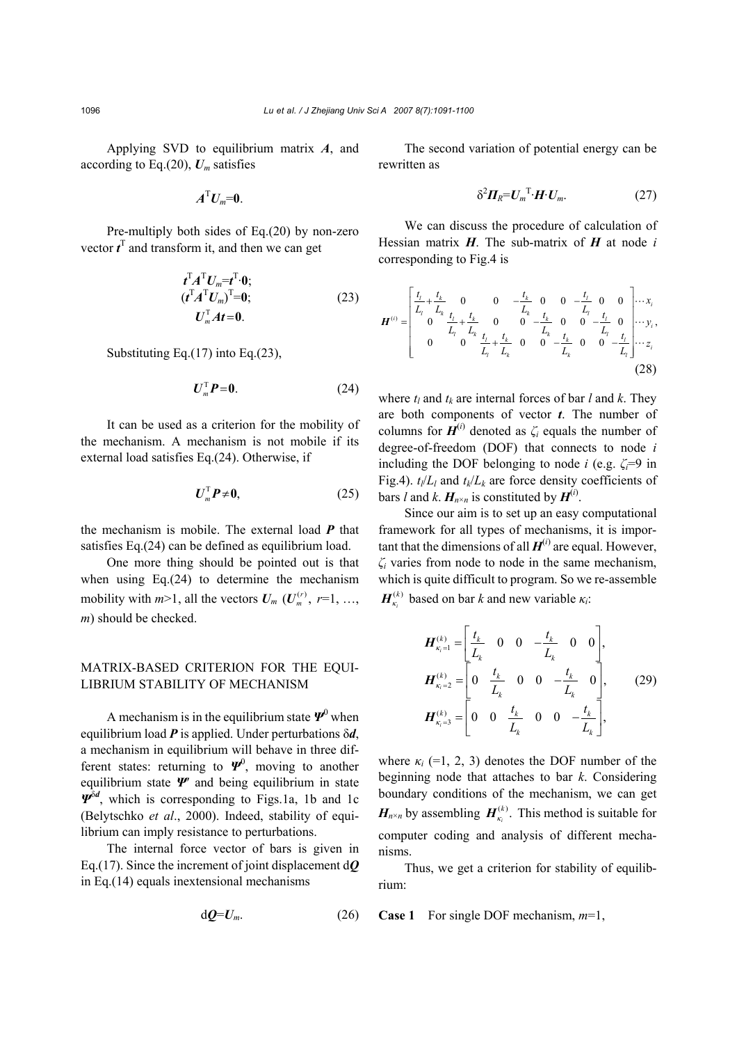Applying SVD to equilibrium matrix $\boldsymbol{A}$, and according to Eq.(20), $\boldsymbol{U}_m$ satisfies

$$\boldsymbol{A}^{\mathrm{T}}\boldsymbol{U}_m=\boldsymbol{0}.$$

Pre-multiply both sides of Eq.(20) by non-zero vector $\boldsymbol{t}^{\mathrm{T}}$ and transform it, and then we can get

$$\begin{aligned}&\boldsymbol{t}^{\mathrm{T}}\boldsymbol{A}^{\mathrm{T}}\boldsymbol{U}_m=\boldsymbol{t}^{\mathrm{T}}\cdot\boldsymbol{0};\\&(\boldsymbol{t}^{\mathrm{T}}\boldsymbol{A}^{\mathrm{T}}\boldsymbol{U}_m)^{\mathrm{T}}=\boldsymbol{0};\\&\boldsymbol{U}_m^{\mathrm{T}}\boldsymbol{A}\boldsymbol{t}=\boldsymbol{0}.\end{aligned}\tag{23}$$

Substituting Eq.(17) into Eq.(23),

$$\boldsymbol{U}_m^{\mathrm{T}}\boldsymbol{P}=\boldsymbol{0}.\tag{24}$$

It can be used as a criterion for the mobility of the mechanism. A mechanism is not mobile if its external load satisfies Eq.(24). Otherwise, if

$$\boldsymbol{U}_m^{\mathrm{T}}\boldsymbol{P}\neq\boldsymbol{0},\tag{25}$$

the mechanism is mobile. The external load $\boldsymbol{P}$ that satisfies Eq.(24) can be defined as equilibrium load.

One more thing should be pointed out is that when using Eq.(24) to determine the mechanism mobility with $m>1$, all the vectors $\boldsymbol{U}_m$ ($\boldsymbol{U}_m^{(r)}$, $r=1, \ldots, m$) should be checked.

## MATRIX-BASED CRITERION FOR THE EQUILIBRIUM STABILITY OF MECHANISM

A mechanism is in the equilibrium state $\boldsymbol{\Psi}^0$ when equilibrium load $\boldsymbol{P}$ is applied. Under perturbations $\delta\boldsymbol{d}$, a mechanism in equilibrium will behave in three different states: returning to $\boldsymbol{\Psi}^0$, moving to another equilibrium state $\boldsymbol{\Psi}'$ and being equilibrium in state $\boldsymbol{\Psi}^{\delta\boldsymbol{d}}$, which is corresponding to Figs.1a, 1b and 1c (Belytschko *et al*., 2000). Indeed, stability of equilibrium can imply resistance to perturbations.

The internal force vector of bars is given in Eq.(17). Since the increment of joint displacement $\mathrm{d}\boldsymbol{Q}$ in Eq.(14) equals inextensional mechanisms

$$\mathrm{d}\boldsymbol{Q}=\boldsymbol{U}_m.\tag{26}$$

The second variation of potential energy can be rewritten as

$$\delta^2\boldsymbol{\Pi}_R=\boldsymbol{U}_m^{\mathrm{T}}\cdot\boldsymbol{H}\cdot\boldsymbol{U}_m.\tag{27}$$

We can discuss the procedure of calculation of Hessian matrix $\boldsymbol{H}$. The sub-matrix of $\boldsymbol{H}$ at node $i$ corresponding to Fig.4 is

$$\boldsymbol{H}^{(i)}=\begin{bmatrix}\frac{t_l}{L_l}+\frac{t_k}{L_k} & 0 & 0 & -\frac{t_k}{L_k} & 0 & 0 & -\frac{t_l}{L_l} & 0 & 0\\ 0 & \frac{t_l}{L_l}+\frac{t_k}{L_k} & 0 & 0 & -\frac{t_k}{L_k} & 0 & 0 & -\frac{t_l}{L_l} & 0\\ 0 & 0 & \frac{t_l}{L_l}+\frac{t_k}{L_k} & 0 & 0 & -\frac{t_k}{L_k} & 0 & 0 & -\frac{t_l}{L_l}\end{bmatrix}\begin{matrix}\cdots x_i\\ \cdots y_i\\ \cdots z_i\end{matrix},\tag{28}$$

where $t_l$ and $t_k$ are internal forces of bar $l$ and $k$. They are both components of vector $\boldsymbol{t}$. The number of columns for $\boldsymbol{H}^{(i)}$ denoted as $\zeta_i$ equals the number of degree-of-freedom (DOF) that connects to node $i$ including the DOF belonging to node $i$ (e.g. $\zeta_i=9$ in Fig.4). $t_l/L_l$ and $t_k/L_k$ are force density coefficients of bars $l$ and $k$. $\boldsymbol{H}_{n\times n}$ is constituted by $\boldsymbol{H}^{(i)}$.

Since our aim is to set up an easy computational framework for all types of mechanisms, it is important that the dimensions of all $\boldsymbol{H}^{(i)}$ are equal. However, $\zeta_i$ varies from node to node in the same mechanism, which is quite difficult to program. So we re-assemble $\boldsymbol{H}_{\kappa_i}^{(k)}$ based on bar $k$ and new variable $\kappa_i$:

$$\begin{aligned}&\boldsymbol{H}_{\kappa_i=1}^{(k)}=\begin{bmatrix}\frac{t_k}{L_k} & 0 & 0 & -\frac{t_k}{L_k} & 0 & 0\end{bmatrix},\\&\boldsymbol{H}_{\kappa_i=2}^{(k)}=\begin{bmatrix}0 & \frac{t_k}{L_k} & 0 & 0 & -\frac{t_k}{L_k} & 0\end{bmatrix},\\&\boldsymbol{H}_{\kappa_i=3}^{(k)}=\begin{bmatrix}0 & 0 & \frac{t_k}{L_k} & 0 & 0 & -\frac{t_k}{L_k}\end{bmatrix},\end{aligned}\tag{29}$$

where $\kappa_i$ (=1, 2, 3) denotes the DOF number of the beginning node that attaches to bar $k$. Considering boundary conditions of the mechanism, we can get $\boldsymbol{H}_{n\times n}$ by assembling $\boldsymbol{H}_{\kappa_i}^{(k)}$. This method is suitable for computer coding and analysis of different mechanisms.

Thus, we get a criterion for stability of equilibrium:

**Case 1** For single DOF mechanism, $m=1$,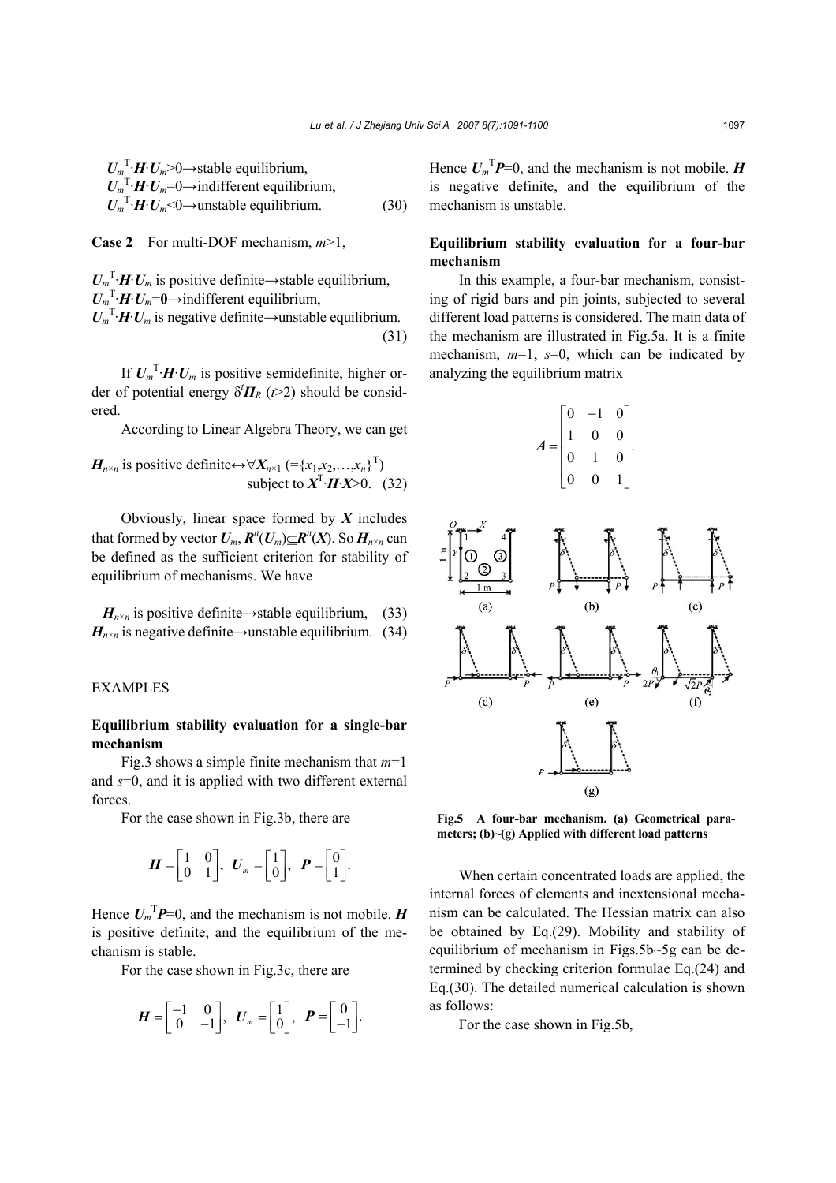$U_m^{\mathrm{T}}\cdot H\cdot U_m>0$→stable equilibrium,
$U_m^{\mathrm{T}}\cdot H\cdot U_m=0$→indifferent equilibrium,
$U_m^{\mathrm{T}}\cdot H\cdot U_m<0$→unstable equilibrium. (30)

**Case 2** For multi-DOF mechanism, $m>1$,

$U_m^{\mathrm{T}}\cdot H\cdot U_m$ is positive definite→stable equilibrium,
$U_m^{\mathrm{T}}\cdot H\cdot U_m=\mathbf{0}$→indifferent equilibrium,
$U_m^{\mathrm{T}}\cdot H\cdot U_m$ is negative definite→unstable equilibrium. (31)

If $U_m^{\mathrm{T}}\cdot H\cdot U_m$ is positive semidefinite, higher order of potential energy $\delta^t \Pi_R$ ($t>2$) should be considered.

According to Linear Algebra Theory, we can get

$H_{n\times n}$ is positive definite↔$\forall X_{n\times 1}$ (=$\{x_1,x_2,\ldots,x_n\}^{\mathrm{T}}$) subject to $X^{\mathrm{T}}\cdot H\cdot X>0$. (32)

Obviously, linear space formed by $X$ includes that formed by vector $U_m$, $R^n(U_m)\subseteq R^n(X)$. So $H_{n\times n}$ can be defined as the sufficient criterion for stability of equilibrium of mechanisms. We have

$H_{n\times n}$ is positive definite→stable equilibrium, (33)
$H_{n\times n}$ is negative definite→unstable equilibrium. (34)

## EXAMPLES

### Equilibrium stability evaluation for a single-bar mechanism

Fig.3 shows a simple finite mechanism that $m=1$ and $s=0$, and it is applied with two different external forces.

For the case shown in Fig.3b, there are

$$H=\begin{bmatrix}1 & 0\\ 0 & 1\end{bmatrix},\ U_m=\begin{bmatrix}1\\ 0\end{bmatrix},\ P=\begin{bmatrix}0\\ 1\end{bmatrix}.$$

Hence $U_m^{\mathrm{T}}P=0$, and the mechanism is not mobile. $H$ is positive definite, and the equilibrium of the mechanism is stable.

For the case shown in Fig.3c, there are

$$H=\begin{bmatrix}-1 & 0\\ 0 & -1\end{bmatrix},\ U_m=\begin{bmatrix}1\\ 0\end{bmatrix},\ P=\begin{bmatrix}0\\ -1\end{bmatrix}.$$

Hence $U_m^{\mathrm{T}}P=0$, and the mechanism is not mobile. $H$ is negative definite, and the equilibrium of the mechanism is unstable.

### Equilibrium stability evaluation for a four-bar mechanism

In this example, a four-bar mechanism, consisting of rigid bars and pin joints, subjected to several different load patterns is considered. The main data of the mechanism are illustrated in Fig.5a. It is a finite mechanism, $m=1$, $s=0$, which can be indicated by analyzing the equilibrium matrix

$$A=\begin{bmatrix}0 & -1 & 0\\ 1 & 0 & 0\\ 0 & 1 & 0\\ 0 & 0 & 1\end{bmatrix}.$$

**Fig.5 A four-bar mechanism. (a) Geometrical parameters; (b)~(g) Applied with different load patterns**

When certain concentrated loads are applied, the internal forces of elements and inextensional mechanism can be calculated. The Hessian matrix can also be obtained by Eq.(29). Mobility and stability of equilibrium of mechanism in Figs.5b~5g can be determined by checking criterion formulae Eq.(24) and Eq.(30). The detailed numerical calculation is shown as follows:

For the case shown in Fig.5b,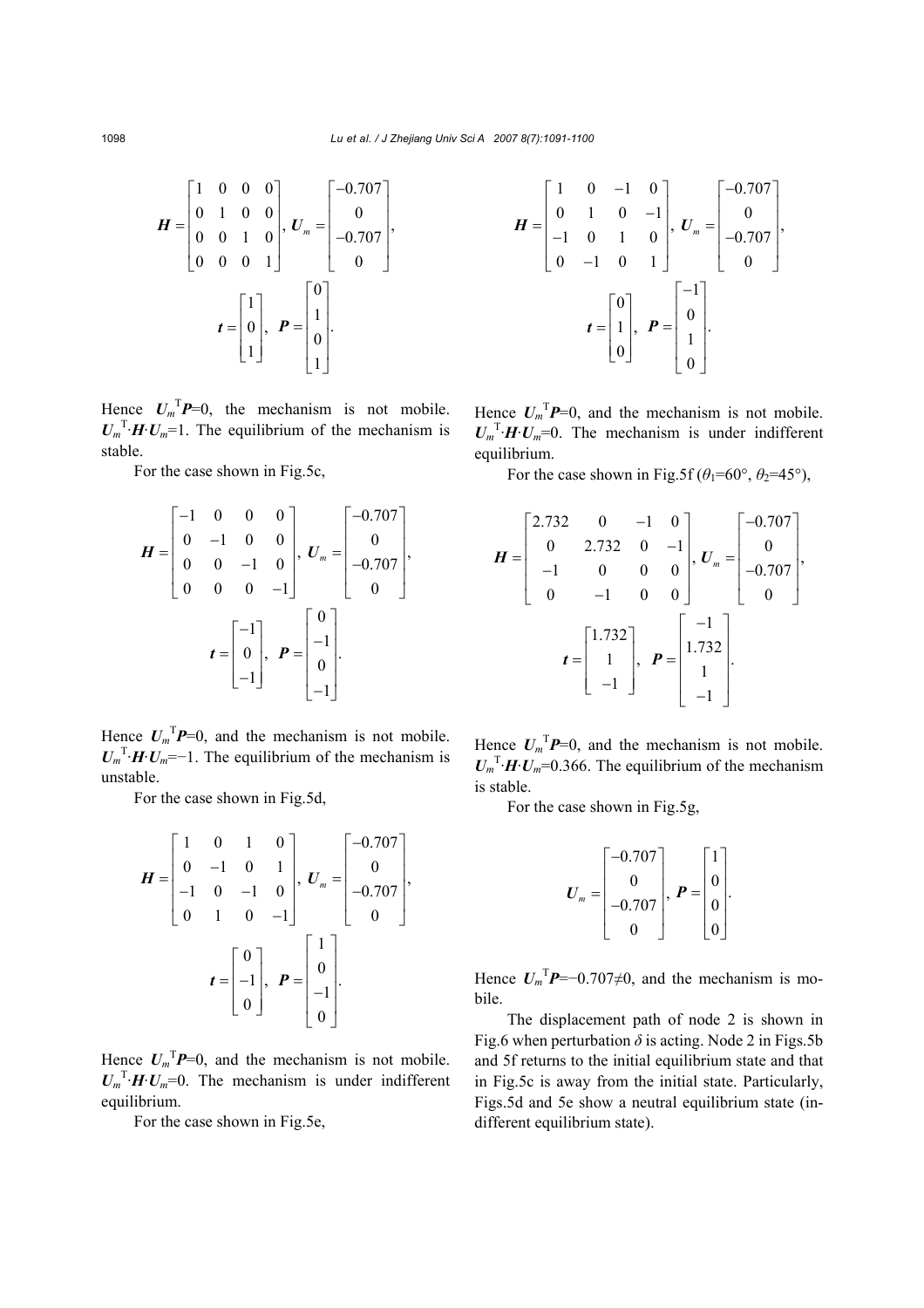$$
\boldsymbol{H}=\begin{bmatrix}1&0&0&0\\0&1&0&0\\0&0&1&0\\0&0&0&1\end{bmatrix},\ \boldsymbol{U}_m=\begin{bmatrix}-0.707\\0\\-0.707\\0\end{bmatrix},
$$

$$
\boldsymbol{t}=\begin{bmatrix}1\\0\\1\end{bmatrix},\ \boldsymbol{P}=\begin{bmatrix}0\\1\\0\\1\end{bmatrix}.
$$

Hence $\boldsymbol{U}_m^{\mathrm{T}}\boldsymbol{P}$=0, the mechanism is not mobile. $\boldsymbol{U}_m^{\mathrm{T}}\cdot\boldsymbol{H}\cdot\boldsymbol{U}_m$=1. The equilibrium of the mechanism is stable.

For the case shown in Fig.5c,

$$
\boldsymbol{H}=\begin{bmatrix}-1&0&0&0\\0&-1&0&0\\0&0&-1&0\\0&0&0&-1\end{bmatrix},\ \boldsymbol{U}_m=\begin{bmatrix}-0.707\\0\\-0.707\\0\end{bmatrix},
$$

$$
\boldsymbol{t}=\begin{bmatrix}-1\\0\\-1\end{bmatrix},\ \boldsymbol{P}=\begin{bmatrix}0\\-1\\0\\-1\end{bmatrix}.
$$

Hence $\boldsymbol{U}_m^{\mathrm{T}}\boldsymbol{P}$=0, and the mechanism is not mobile. $\boldsymbol{U}_m^{\mathrm{T}}\cdot\boldsymbol{H}\cdot\boldsymbol{U}_m$=−1. The equilibrium of the mechanism is unstable.

For the case shown in Fig.5d,

$$
\boldsymbol{H}=\begin{bmatrix}1&0&1&0\\0&-1&0&1\\-1&0&-1&0\\0&1&0&-1\end{bmatrix},\ \boldsymbol{U}_m=\begin{bmatrix}-0.707\\0\\-0.707\\0\end{bmatrix},
$$

$$
\boldsymbol{t}=\begin{bmatrix}0\\-1\\0\end{bmatrix},\ \boldsymbol{P}=\begin{bmatrix}1\\0\\-1\\0\end{bmatrix}.
$$

Hence $\boldsymbol{U}_m^{\mathrm{T}}\boldsymbol{P}$=0, and the mechanism is not mobile. $\boldsymbol{U}_m^{\mathrm{T}}\cdot\boldsymbol{H}\cdot\boldsymbol{U}_m$=0. The mechanism is under indifferent equilibrium.

For the case shown in Fig.5e,

$$
\boldsymbol{H}=\begin{bmatrix}1&0&-1&0\\0&1&0&-1\\-1&0&1&0\\0&-1&0&1\end{bmatrix},\ \boldsymbol{U}_m=\begin{bmatrix}-0.707\\0\\-0.707\\0\end{bmatrix},
$$

$$
\boldsymbol{t}=\begin{bmatrix}0\\1\\0\end{bmatrix},\ \boldsymbol{P}=\begin{bmatrix}-1\\0\\1\\0\end{bmatrix}.
$$

Hence $\boldsymbol{U}_m^{\mathrm{T}}\boldsymbol{P}$=0, and the mechanism is not mobile. $\boldsymbol{U}_m^{\mathrm{T}}\cdot\boldsymbol{H}\cdot\boldsymbol{U}_m$=0. The mechanism is under indifferent equilibrium.

For the case shown in Fig.5f ($\theta_1$=60°, $\theta_2$=45°),

$$
\boldsymbol{H}=\begin{bmatrix}2.732&0&-1&0\\0&2.732&0&-1\\-1&0&0&0\\0&-1&0&0\end{bmatrix},\ \boldsymbol{U}_m=\begin{bmatrix}-0.707\\0\\-0.707\\0\end{bmatrix},
$$

$$
\boldsymbol{t}=\begin{bmatrix}1.732\\1\\-1\end{bmatrix},\ \boldsymbol{P}=\begin{bmatrix}-1\\1.732\\1\\-1\end{bmatrix}.
$$

Hence $\boldsymbol{U}_m^{\mathrm{T}}\boldsymbol{P}$=0, and the mechanism is not mobile. $\boldsymbol{U}_m^{\mathrm{T}}\cdot\boldsymbol{H}\cdot\boldsymbol{U}_m$=0.366. The equilibrium of the mechanism is stable.

For the case shown in Fig.5g,

$$
\boldsymbol{U}_m=\begin{bmatrix}-0.707\\0\\-0.707\\0\end{bmatrix},\ \boldsymbol{P}=\begin{bmatrix}1\\0\\0\\0\end{bmatrix}.
$$

Hence $\boldsymbol{U}_m^{\mathrm{T}}\boldsymbol{P}$=−0.707≠0, and the mechanism is mobile.

The displacement path of node 2 is shown in Fig.6 when perturbation $\delta$ is acting. Node 2 in Figs.5b and 5f returns to the initial equilibrium state and that in Fig.5c is away from the initial state. Particularly, Figs.5d and 5e show a neutral equilibrium state (indifferent equilibrium state).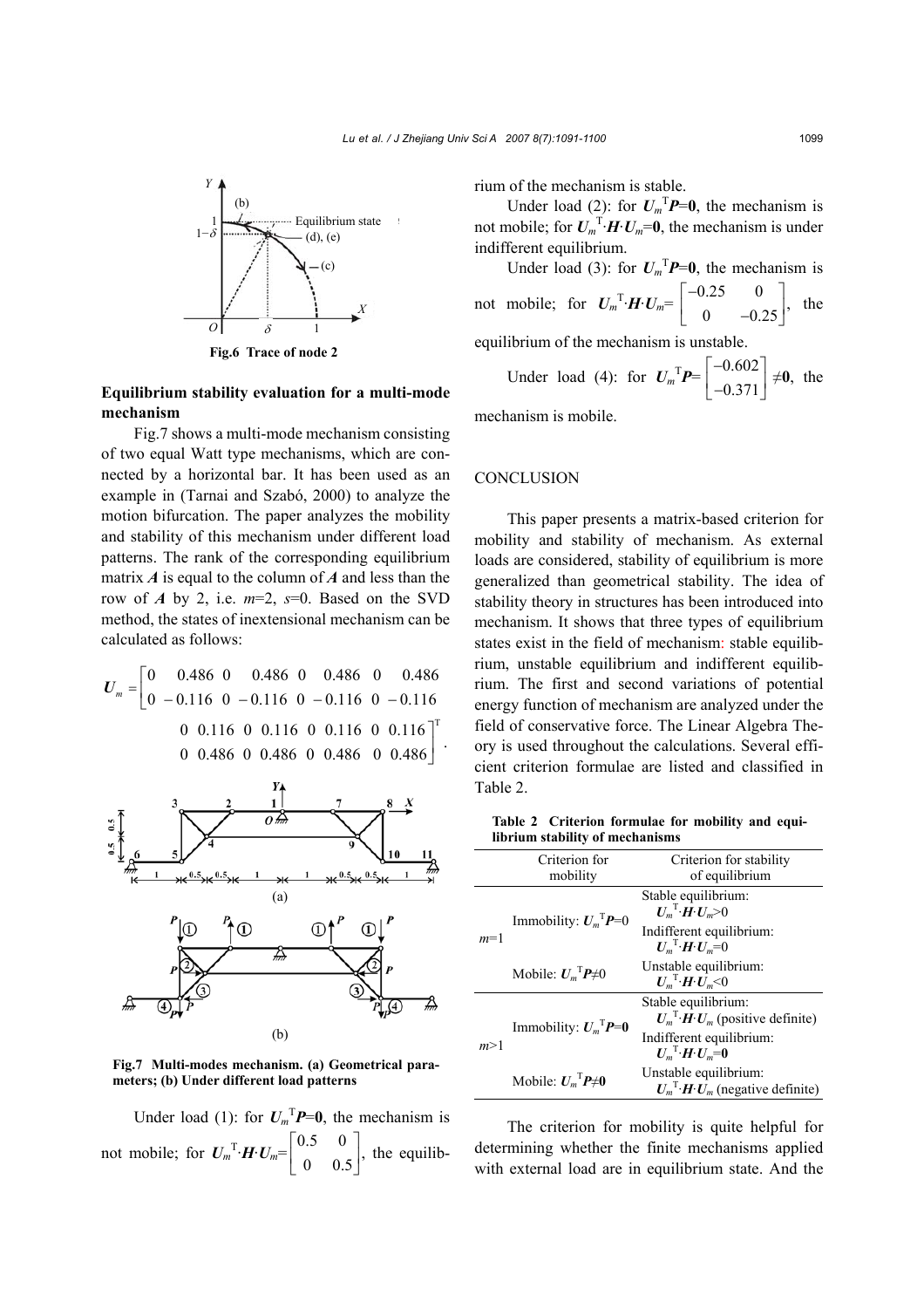Fig.6 Trace of node 2

**Equilibrium stability evaluation for a multi-mode mechanism**

Fig.7 shows a multi-mode mechanism consisting of two equal Watt type mechanisms, which are connected by a horizontal bar. It has been used as an example in (Tarnai and Szabó, 2000) to analyze the motion bifurcation. The paper analyzes the mobility and stability of this mechanism under different load patterns. The rank of the corresponding equilibrium matrix $\boldsymbol{A}$ is equal to the column of $\boldsymbol{A}$ and less than the row of $\boldsymbol{A}$ by 2, i.e. $m$=2, $s$=0. Based on the SVD method, the states of inextensional mechanism can be calculated as follows:

$$\boldsymbol{U}_m=\begin{bmatrix} 0 & 0.486 & 0 & 0.486 & 0 & 0.486 & 0 & 0.486 & 0 & 0.116 & 0 & 0.116 & 0 & 0.116 & 0 & 0.116 \\ 0 & -0.116 & 0 & -0.116 & 0 & -0.116 & 0 & -0.116 & 0 & 0.486 & 0 & 0.486 & 0 & 0.486 & 0 & 0.486 \end{bmatrix}^{\mathrm{T}}.$$

Fig.7 Multi-modes mechanism. (a) Geometrical parameters; (b) Under different load patterns

Under load (1): for $\boldsymbol{U}_m^{\mathrm{T}}\boldsymbol{P}=\boldsymbol{0}$, the mechanism is not mobile; for $\boldsymbol{U}_m^{\mathrm{T}}\cdot\boldsymbol{H}\cdot\boldsymbol{U}_m=\begin{bmatrix} 0.5 & 0 \\ 0 & 0.5 \end{bmatrix}$, the equilibrium of the mechanism is stable.

Under load (2): for $\boldsymbol{U}_m^{\mathrm{T}}\boldsymbol{P}=\boldsymbol{0}$, the mechanism is not mobile; for $\boldsymbol{U}_m^{\mathrm{T}}\cdot\boldsymbol{H}\cdot\boldsymbol{U}_m=\boldsymbol{0}$, the mechanism is under indifferent equilibrium.

Under load (3): for $\boldsymbol{U}_m^{\mathrm{T}}\boldsymbol{P}=\boldsymbol{0}$, the mechanism is not mobile; for $\boldsymbol{U}_m^{\mathrm{T}}\cdot\boldsymbol{H}\cdot\boldsymbol{U}_m=\begin{bmatrix} -0.25 & 0 \\ 0 & -0.25 \end{bmatrix}$, the equilibrium of the mechanism is unstable.

Under load (4): for $\boldsymbol{U}_m^{\mathrm{T}}\boldsymbol{P}=\begin{bmatrix} -0.602 \\ -0.371 \end{bmatrix}\neq\boldsymbol{0}$, the mechanism is mobile.

## CONCLUSION

This paper presents a matrix-based criterion for mobility and stability of mechanism. As external loads are considered, stability of equilibrium is more generalized than geometrical stability. The idea of stability theory in structures has been introduced into mechanism. It shows that three types of equilibrium states exist in the field of mechanism: stable equilibrium, unstable equilibrium and indifferent equilibrium. The first and second variations of potential energy function of mechanism are analyzed under the field of conservative force. The Linear Algebra Theory is used throughout the calculations. Several efficient criterion formulae are listed and classified in Table 2.

**Table 2 Criterion formulae for mobility and equilibrium stability of mechanisms**

| | Criterion for mobility | Criterion for stability of equilibrium |
|---|---|---|
| $m$=1 | Immobility: $\boldsymbol{U}_m^{\mathrm{T}}\boldsymbol{P}$=0 | Stable equilibrium: $\boldsymbol{U}_m^{\mathrm{T}}\cdot\boldsymbol{H}\cdot\boldsymbol{U}_m$>0 |
| | | Indifferent equilibrium: $\boldsymbol{U}_m^{\mathrm{T}}\cdot\boldsymbol{H}\cdot\boldsymbol{U}_m$=0 |
| | Mobile: $\boldsymbol{U}_m^{\mathrm{T}}\boldsymbol{P}\neq$0 | Unstable equilibrium: $\boldsymbol{U}_m^{\mathrm{T}}\cdot\boldsymbol{H}\cdot\boldsymbol{U}_m$<0 |
| $m$>1 | Immobility: $\boldsymbol{U}_m^{\mathrm{T}}\boldsymbol{P}=\boldsymbol{0}$ | Stable equilibrium: $\boldsymbol{U}_m^{\mathrm{T}}\cdot\boldsymbol{H}\cdot\boldsymbol{U}_m$ (positive definite) |
| | | Indifferent equilibrium: $\boldsymbol{U}_m^{\mathrm{T}}\cdot\boldsymbol{H}\cdot\boldsymbol{U}_m=\boldsymbol{0}$ |
| | Mobile: $\boldsymbol{U}_m^{\mathrm{T}}\boldsymbol{P}\neq\boldsymbol{0}$ | Unstable equilibrium: $\boldsymbol{U}_m^{\mathrm{T}}\cdot\boldsymbol{H}\cdot\boldsymbol{U}_m$ (negative definite) |

The criterion for mobility is quite helpful for determining whether the finite mechanisms applied with external load are in equilibrium state. And the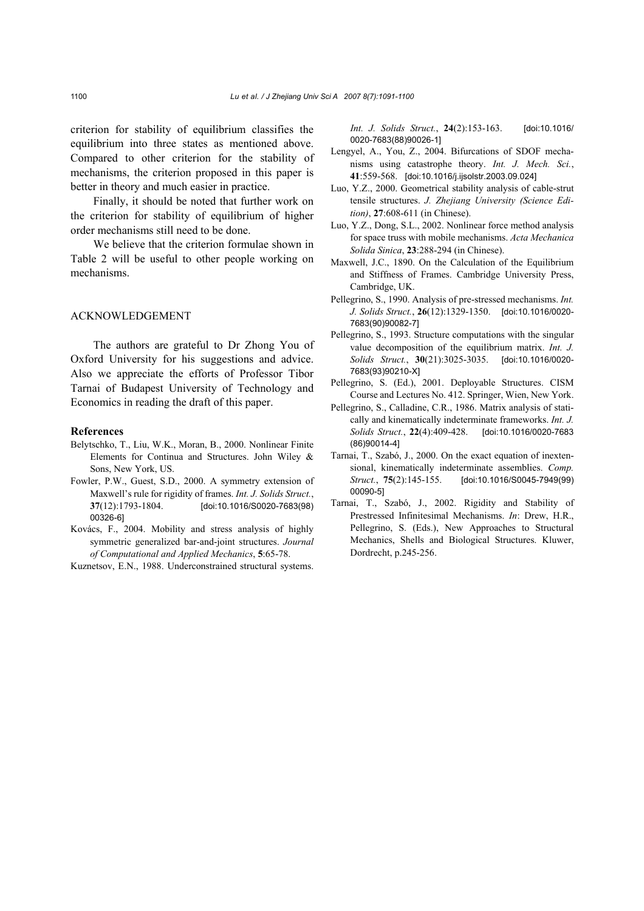criterion for stability of equilibrium classifies the equilibrium into three states as mentioned above. Compared to other criterion for the stability of mechanisms, the criterion proposed in this paper is better in theory and much easier in practice.

Finally, it should be noted that further work on the criterion for stability of equilibrium of higher order mechanisms still need to be done.

We believe that the criterion formulae shown in Table 2 will be useful to other people working on mechanisms.

## ACKNOWLEDGEMENT

The authors are grateful to Dr Zhong You of Oxford University for his suggestions and advice. Also we appreciate the efforts of Professor Tibor Tarnai of Budapest University of Technology and Economics in reading the draft of this paper.

## References

Belytschko, T., Liu, W.K., Moran, B., 2000. Nonlinear Finite Elements for Continua and Structures. John Wiley & Sons, New York, US.

Fowler, P.W., Guest, S.D., 2000. A symmetry extension of Maxwell's rule for rigidity of frames. *Int. J. Solids Struct.*, **37**(12):1793-1804. [doi:10.1016/S0020-7683(98)00326-6]

Kovács, F., 2004. Mobility and stress analysis of highly symmetric generalized bar-and-joint structures. *Journal of Computational and Applied Mechanics*, **5**:65-78.

Kuznetsov, E.N., 1988. Underconstrained structural systems. *Int. J. Solids Struct.*, **24**(2):153-163. [doi:10.1016/0020-7683(88)90026-1]

Lengyel, A., You, Z., 2004. Bifurcations of SDOF mechanisms using catastrophe theory. *Int. J. Mech. Sci.*, **41**:559-568. [doi:10.1016/j.ijsolstr.2003.09.024]

Luo, Y.Z., 2000. Geometrical stability analysis of cable-strut tensile structures. *J. Zhejiang University (Science Edition)*, **27**:608-611 (in Chinese).

Luo, Y.Z., Dong, S.L., 2002. Nonlinear force method analysis for space truss with mobile mechanisms. *Acta Mechanica Solida Sinica*, **23**:288-294 (in Chinese).

Maxwell, J.C., 1890. On the Calculation of the Equilibrium and Stiffness of Frames. Cambridge University Press, Cambridge, UK.

Pellegrino, S., 1990. Analysis of pre-stressed mechanisms. *Int. J. Solids Struct.*, **26**(12):1329-1350. [doi:10.1016/0020-7683(90)90082-7]

Pellegrino, S., 1993. Structure computations with the singular value decomposition of the equilibrium matrix. *Int. J. Solids Struct.*, **30**(21):3025-3035. [doi:10.1016/0020-7683(93)90210-X]

Pellegrino, S. (Ed.), 2001. Deployable Structures. CISM Course and Lectures No. 412. Springer, Wien, New York.

Pellegrino, S., Calladine, C.R., 1986. Matrix analysis of statically and kinematically indeterminate frameworks. *Int. J. Solids Struct.*, **22**(4):409-428. [doi:10.1016/0020-7683(86)90014-4]

Tarnai, T., Szabó, J., 2000. On the exact equation of inextensional, kinematically indeterminate assemblies. *Comp. Struct.*, **75**(2):145-155. [doi:10.1016/S0045-7949(99)00090-5]

Tarnai, T., Szabó, J., 2002. Rigidity and Stability of Prestressed Infinitesimal Mechanisms. *In*: Drew, H.R., Pellegrino, S. (Eds.), New Approaches to Structural Mechanics, Shells and Biological Structures. Kluwer, Dordrecht, p.245-256.